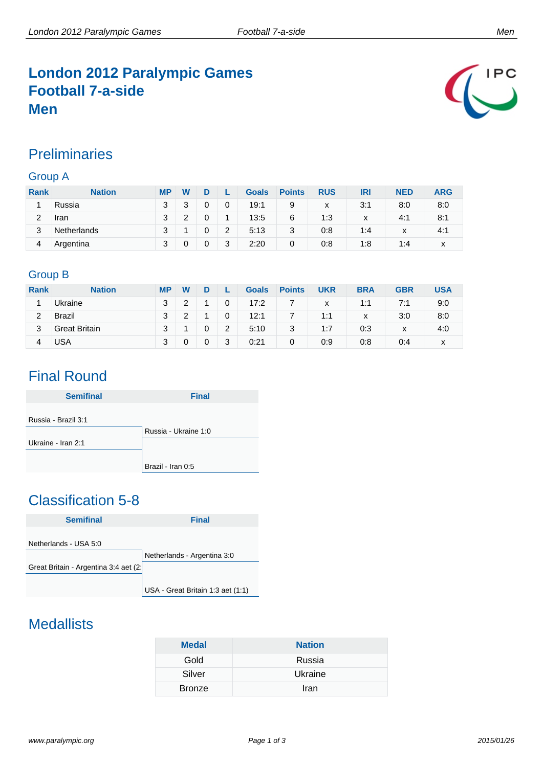# London 2012 Paralympic Games
# Football 7-a-side
# Men

## Preliminaries

### Group A

| Rank | Nation | MP | W | D | L | Goals | Points | RUS | IRI | NED | ARG |
|---|---|---|---|---|---|---|---|---|---|---|---|
| 1 | Russia | 3 | 3 | 0 | 0 | 19:1 | 9 | x | 3:1 | 8:0 | 8:0 |
| 2 | Iran | 3 | 2 | 0 | 1 | 13:5 | 6 | 1:3 | x | 4:1 | 8:1 |
| 3 | Netherlands | 3 | 1 | 0 | 2 | 5:13 | 3 | 0:8 | 1:4 | x | 4:1 |
| 4 | Argentina | 3 | 0 | 0 | 3 | 2:20 | 0 | 0:8 | 1:8 | 1:4 | x |

### Group B

| Rank | Nation | MP | W | D | L | Goals | Points | UKR | BRA | GBR | USA |
|---|---|---|---|---|---|---|---|---|---|---|---|
| 1 | Ukraine | 3 | 2 | 1 | 0 | 17:2 | 7 | x | 1:1 | 7:1 | 9:0 |
| 2 | Brazil | 3 | 2 | 1 | 0 | 12:1 | 7 | 1:1 | x | 3:0 | 8:0 |
| 3 | Great Britain | 3 | 1 | 0 | 2 | 5:10 | 3 | 1:7 | 0:3 | x | 4:0 |
| 4 | USA | 3 | 0 | 0 | 3 | 0:21 | 0 | 0:9 | 0:8 | 0:4 | x |

## Final Round

| Semifinal | Final |
|---|---|
| Russia - Brazil 3:1 | |
| | Russia - Ukraine 1:0 |
| Ukraine - Iran 2:1 | |
| | Brazil - Iran 0:5 |

## Classification 5-8

| Semifinal | Final |
|---|---|
| Netherlands - USA 5:0 | |
| | Netherlands - Argentina 3:0 |
| Great Britain - Argentina 3:4 aet (2: | |
| | USA - Great Britain 1:3 aet (1:1) |

## Medallists

| Medal | Nation |
|---|---|
| Gold | Russia |
| Silver | Ukraine |
| Bronze | Iran |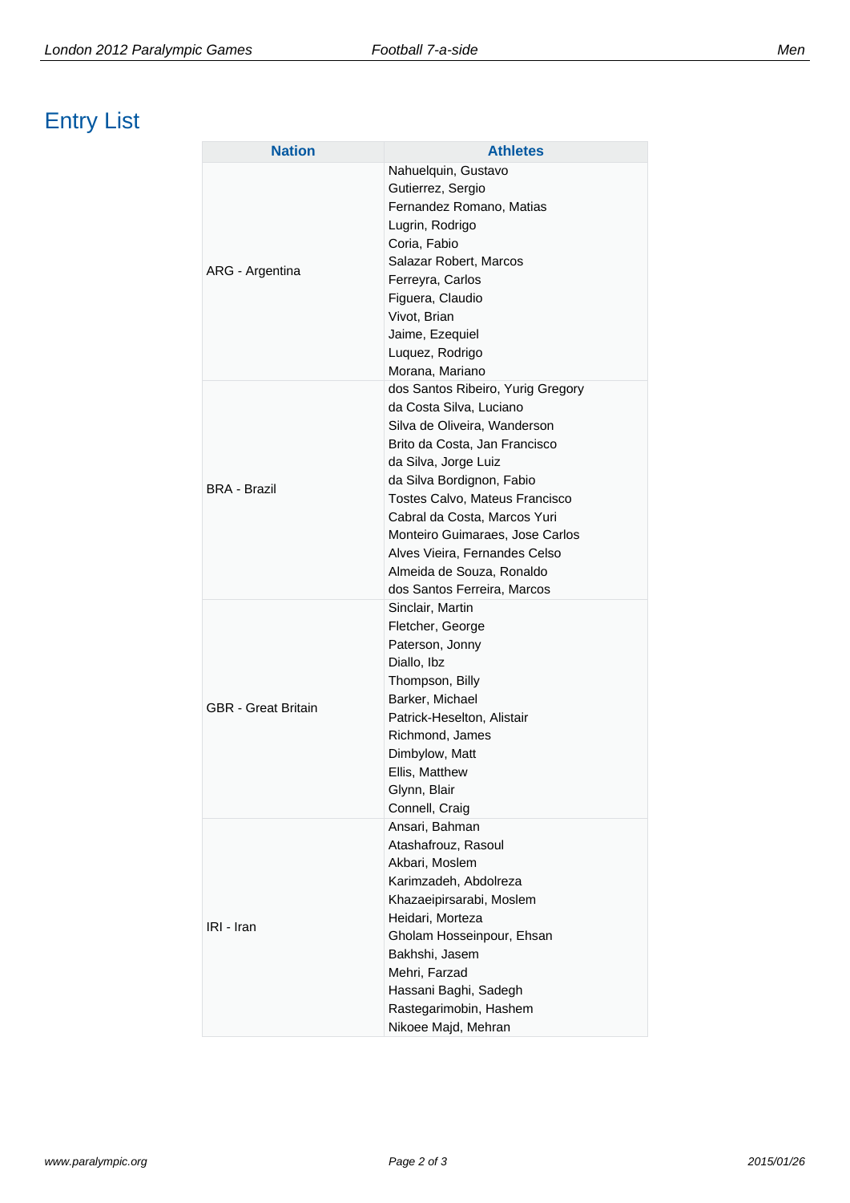# Entry List

| Nation | Athletes |
| --- | --- |
| ARG - Argentina | Nahuelquin, Gustavo<br>Gutierrez, Sergio<br>Fernandez Romano, Matias<br>Lugrin, Rodrigo<br>Coria, Fabio<br>Salazar Robert, Marcos<br>Ferreyra, Carlos<br>Figuera, Claudio<br>Vivot, Brian<br>Jaime, Ezequiel<br>Luquez, Rodrigo<br>Morana, Mariano |
| BRA - Brazil | dos Santos Ribeiro, Yurig Gregory<br>da Costa Silva, Luciano<br>Silva de Oliveira, Wanderson<br>Brito da Costa, Jan Francisco<br>da Silva, Jorge Luiz<br>da Silva Bordignon, Fabio<br>Tostes Calvo, Mateus Francisco<br>Cabral da Costa, Marcos Yuri<br>Monteiro Guimaraes, Jose Carlos<br>Alves Vieira, Fernandes Celso<br>Almeida de Souza, Ronaldo<br>dos Santos Ferreira, Marcos |
| GBR - Great Britain | Sinclair, Martin<br>Fletcher, George<br>Paterson, Jonny<br>Diallo, Ibz<br>Thompson, Billy<br>Barker, Michael<br>Patrick-Heselton, Alistair<br>Richmond, James<br>Dimbylow, Matt<br>Ellis, Matthew<br>Glynn, Blair<br>Connell, Craig |
| IRI - Iran | Ansari, Bahman<br>Atashafrouz, Rasoul<br>Akbari, Moslem<br>Karimzadeh, Abdolreza<br>Khazaeipirsarabi, Moslem<br>Heidari, Morteza<br>Gholam Hosseinpour, Ehsan<br>Bakhshi, Jasem<br>Mehri, Farzad<br>Hassani Baghi, Sadegh<br>Rastegarimobin, Hashem<br>Nikoee Majd, Mehran |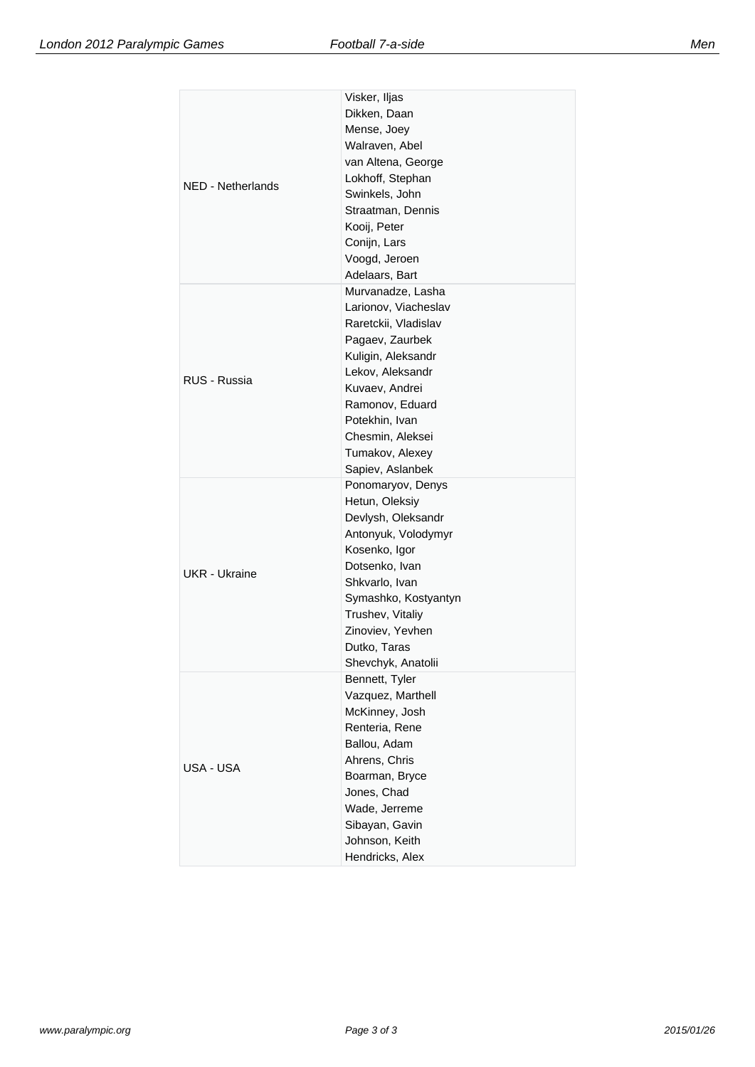| | |
|---|---|
| NED - Netherlands | Visker, Iljas<br>Dikken, Daan<br>Mense, Joey<br>Walraven, Abel<br>van Altena, George<br>Lokhoff, Stephan<br>Swinkels, John<br>Straatman, Dennis<br>Kooij, Peter<br>Conijn, Lars<br>Voogd, Jeroen<br>Adelaars, Bart |
| RUS - Russia | Murvanadze, Lasha<br>Larionov, Viacheslav<br>Raretckii, Vladislav<br>Pagaev, Zaurbek<br>Kuligin, Aleksandr<br>Lekov, Aleksandr<br>Kuvaev, Andrei<br>Ramonov, Eduard<br>Potekhin, Ivan<br>Chesmin, Aleksei<br>Tumakov, Alexey<br>Sapiev, Aslanbek |
| UKR - Ukraine | Ponomaryov, Denys<br>Hetun, Oleksiy<br>Devlysh, Oleksandr<br>Antonyuk, Volodymyr<br>Kosenko, Igor<br>Dotsenko, Ivan<br>Shkvarlo, Ivan<br>Symashko, Kostyantyn<br>Trushev, Vitaliy<br>Zinoviev, Yevhen<br>Dutko, Taras<br>Shevchyk, Anatolii |
| USA - USA | Bennett, Tyler<br>Vazquez, Marthell<br>McKinney, Josh<br>Renteria, Rene<br>Ballou, Adam<br>Ahrens, Chris<br>Boarman, Bryce<br>Jones, Chad<br>Wade, Jerreme<br>Sibayan, Gavin<br>Johnson, Keith<br>Hendricks, Alex |